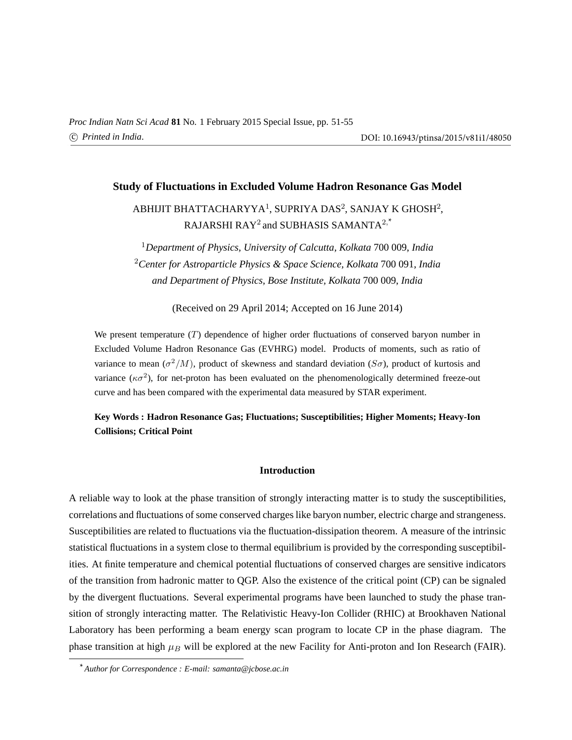# Study of Fluctuations in Excluded Volume Hadron Resonance Gas Model

ABHIJIT BHATTACHARYYA[1], SUPRIYA DAS[2], SANJAY K GHOSH[2], RAJARSHI RAY[2] and SUBHASIS SAMANTA[2,*]

[1]*Department of Physics, University of Calcutta, Kolkata* 700 009, *India*
[2]*Center for Astroparticle Physics & Space Science, Kolkata* 700 091, *India and Department of Physics, Bose Institute, Kolkata* 700 009, *India*

(Received on 29 April 2014; Accepted on 16 June 2014)

We present temperature ($T$) dependence of higher order fluctuations of conserved baryon number in Excluded Volume Hadron Resonance Gas (EVHRG) model. Products of moments, such as ratio of variance to mean ($\sigma^2/M$), product of skewness and standard deviation ($S\sigma$), product of kurtosis and variance ($\kappa\sigma^2$), for net-proton has been evaluated on the phenomenologically determined freeze-out curve and has been compared with the experimental data measured by STAR experiment.

**Key Words : Hadron Resonance Gas; Fluctuations; Susceptibilities; Higher Moments; Heavy-Ion Collisions; Critical Point**

## Introduction

A reliable way to look at the phase transition of strongly interacting matter is to study the susceptibilities, correlations and fluctuations of some conserved charges like baryon number, electric charge and strangeness. Susceptibilities are related to fluctuations via the fluctuation-dissipation theorem. A measure of the intrinsic statistical fluctuations in a system close to thermal equilibrium is provided by the corresponding susceptibilities. At finite temperature and chemical potential fluctuations of conserved charges are sensitive indicators of the transition from hadronic matter to QGP. Also the existence of the critical point (CP) can be signaled by the divergent fluctuations. Several experimental programs have been launched to study the phase transition of strongly interacting matter. The Relativistic Heavy-Ion Collider (RHIC) at Brookhaven National Laboratory has been performing a beam energy scan program to locate CP in the phase diagram. The phase transition at high $\mu_B$ will be explored at the new Facility for Anti-proton and Ion Research (FAIR).

[*] *Author for Correspondence : E-mail: samanta@jcbose.ac.in*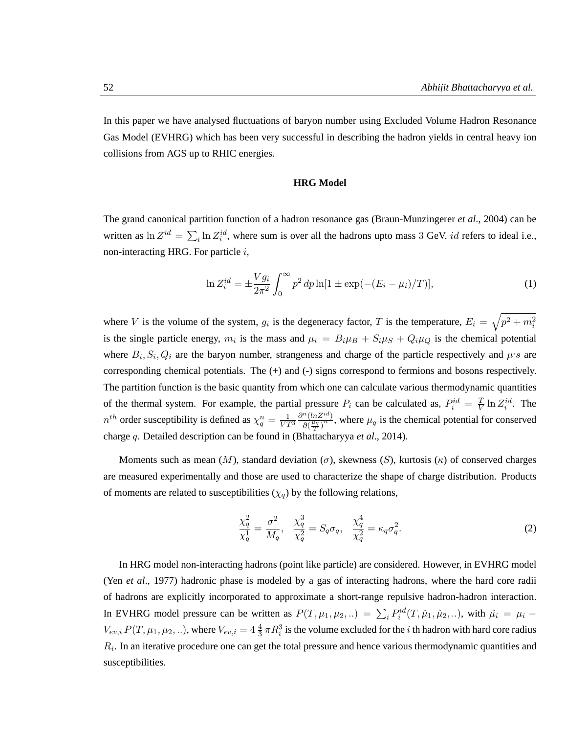In this paper we have analysed fluctuations of baryon number using Excluded Volume Hadron Resonance Gas Model (EVHRG) which has been very successful in describing the hadron yields in central heavy ion collisions from AGS up to RHIC energies.

### HRG Model

The grand canonical partition function of a hadron resonance gas (Braun-Munzingerer *et al*., 2004) can be written as $\ln Z^{id} = \sum_i \ln Z_i^{id}$, where sum is over all the hadrons upto mass $3$ GeV. $id$ refers to ideal i.e., non-interacting HRG. For particle $i$,

$$\ln Z_i^{id} = \pm \frac{V g_i}{2\pi^2} \int_0^\infty p^2 \, dp \ln[1 \pm \exp(-(E_i - \mu_i)/T)], \tag{1}$$

where $V$ is the volume of the system, $g_i$ is the degeneracy factor, $T$ is the temperature, $E_i = \sqrt{p^2 + m_i^2}$ is the single particle energy, $m_i$ is the mass and $\mu_i = B_i\mu_B + S_i\mu_S + Q_i\mu_Q$ is the chemical potential where $B_i, S_i, Q_i$ are the baryon number, strangeness and charge of the particle respectively and $\mu$'$s$ are corresponding chemical potentials. The (+) and (-) signs correspond to fermions and bosons respectively. The partition function is the basic quantity from which one can calculate various thermodynamic quantities of the thermal system. For example, the partial pressure $P_i$ can be calculated as, $P_i^{id} = \frac{T}{V} \ln Z_i^{id}$. The $n^{th}$ order susceptibility is defined as $\chi_q^n = \frac{1}{VT^3} \frac{\partial^n (ln Z^{id})}{\partial (\frac{\mu_q}{T})^n}$, where $\mu_q$ is the chemical potential for conserved charge $q$. Detailed description can be found in (Bhattacharyya *et al*., 2014).

Moments such as mean ($M$), standard deviation ($\sigma$), skewness ($S$), kurtosis ($\kappa$) of conserved charges are measured experimentally and those are used to characterize the shape of charge distribution. Products of moments are related to susceptibilities ($\chi_q$) by the following relations,

$$\frac{\chi_q^2}{\chi_q^1} = \frac{\sigma^2}{M_q}, \quad \frac{\chi_q^3}{\chi_q^2} = S_q\sigma_q, \quad \frac{\chi_q^4}{\chi_q^2} = \kappa_q\sigma_q^2. \tag{2}$$

In HRG model non-interacting hadrons (point like particle) are considered. However, in EVHRG model (Yen *et al*., 1977) hadronic phase is modeled by a gas of interacting hadrons, where the hard core radii of hadrons are explicitly incorporated to approximate a short-range repulsive hadron-hadron interaction. In EVHRG model pressure can be written as $P(T, \mu_1, \mu_2, ..) = \sum_i P_i^{id}(T, \hat{\mu}_1, \hat{\mu}_2, ..)$, with $\hat{\mu}_i = \mu_i - V_{ev,i} \, P(T, \mu_1, \mu_2, ..)$, where $V_{ev,i} = 4 \, \frac{4}{3} \, \pi R_i^3$ is the volume excluded for the $i$ th hadron with hard core radius $R_i$. In an iterative procedure one can get the total pressure and hence various thermodynamic quantities and susceptibilities.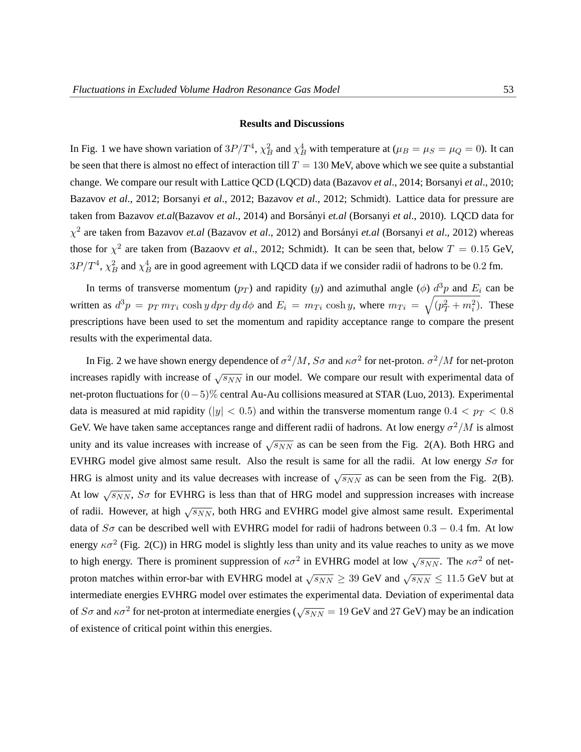### Results and Discussions

In Fig. 1 we have shown variation of $3P/T^4$, $\chi_B^2$ and $\chi_B^4$ with temperature at ($\mu_B = \mu_S = \mu_Q = 0$). It can be seen that there is almost no effect of interaction till $T = 130$ MeV, above which we see quite a substantial change. We compare our result with Lattice QCD (LQCD) data (Bazavov *et al*., 2014; Borsanyi *et al*., 2010; Bazavov *et al*., 2012; Borsanyi *et al*., 2012; Bazavov *et al*., 2012; Schmidt). Lattice data for pressure are taken from Bazavov *et.al*(Bazavov *et al*., 2014) and Borsányi *et.al* (Borsanyi *et al*., 2010). LQCD data for $\chi^2$ are taken from Bazavov *et.al* (Bazavov *et al*., 2012) and Borsányi *et.al* (Borsanyi *et al*., 2012) whereas those for $\chi^2$ are taken from (Bazaovv *et al*., 2012; Schmidt). It can be seen that, below $T = 0.15$ GeV, $3P/T^4$, $\chi_B^2$ and $\chi_B^4$ are in good agreement with LQCD data if we consider radii of hadrons to be $0.2$ fm.

In terms of transverse momentum ($p_T$) and rapidity ($y$) and azimuthal angle ($\phi$) $d^3p$ and $E_i$ can be written as $d^3p = p_T\, m_{Ti}\, \cosh y\, dp_T\, dy\, d\phi$ and $E_i = m_{Ti}\, \cosh y$, where $m_{Ti} = \sqrt{(p_T^2 + m_i^2)}$. These prescriptions have been used to set the momentum and rapidity acceptance range to compare the present results with the experimental data.

In Fig. 2 we have shown energy dependence of $\sigma^2/M$, $S\sigma$ and $\kappa\sigma^2$ for net-proton. $\sigma^2/M$ for net-proton increases rapidly with increase of $\sqrt{s_{NN}}$ in our model. We compare our result with experimental data of net-proton fluctuations for $(0-5)\%$ central Au-Au collisions measured at STAR (Luo, 2013). Experimental data is measured at mid rapidity ($|y| < 0.5$) and within the transverse momentum range $0.4 < p_T < 0.8$ GeV. We have taken same acceptances range and different radii of hadrons. At low energy $\sigma^2/M$ is almost unity and its value increases with increase of $\sqrt{s_{NN}}$ as can be seen from the Fig. 2(A). Both HRG and EVHRG model give almost same result. Also the result is same for all the radii. At low energy $S\sigma$ for HRG is almost unity and its value decreases with increase of $\sqrt{s_{NN}}$ as can be seen from the Fig. 2(B). At low $\sqrt{s_{NN}}$, $S\sigma$ for EVHRG is less than that of HRG model and suppression increases with increase of radii. However, at high $\sqrt{s_{NN}}$, both HRG and EVHRG model give almost same result. Experimental data of $S\sigma$ can be described well with EVHRG model for radii of hadrons between $0.3 - 0.4$ fm. At low energy $\kappa\sigma^2$ (Fig. 2(C)) in HRG model is slightly less than unity and its value reaches to unity as we move to high energy. There is prominent suppression of $\kappa\sigma^2$ in EVHRG model at low $\sqrt{s_{NN}}$. The $\kappa\sigma^2$ of net-proton matches within error-bar with EVHRG model at $\sqrt{s_{NN}} \geq 39$ GeV and $\sqrt{s_{NN}} \leq 11.5$ GeV but at intermediate energies EVHRG model over estimates the experimental data. Deviation of experimental data of $S\sigma$ and $\kappa\sigma^2$ for net-proton at intermediate energies ($\sqrt{s_{NN}} = 19$ GeV and 27 GeV) may be an indication of existence of critical point within this energies.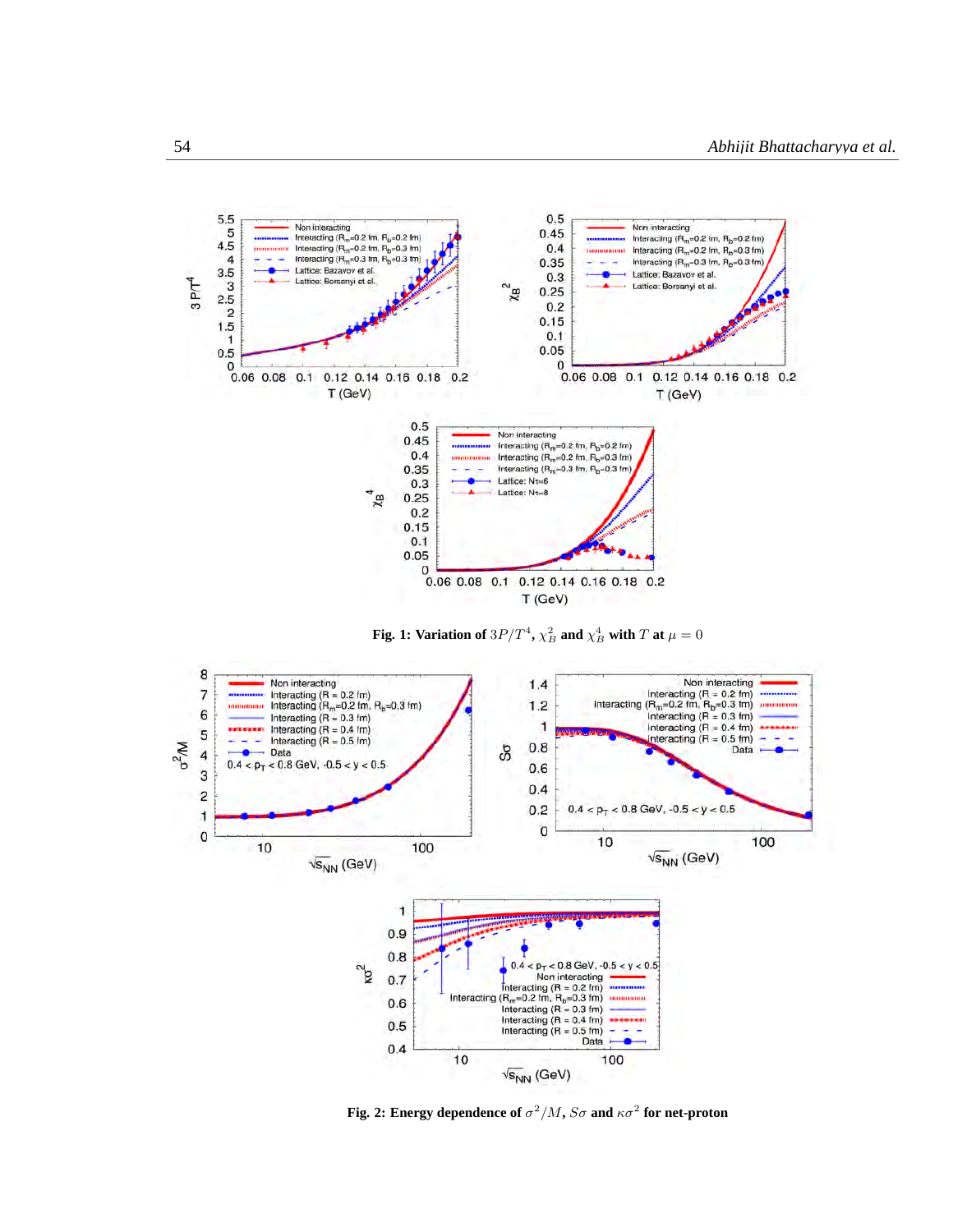**Fig. 1: Variation of $3P/T^4$, $\chi_B^2$ and $\chi_B^4$ with $T$ at $\mu = 0$**

**Fig. 2: Energy dependence of $\sigma^2/M$, $S\sigma$ and $\kappa\sigma^2$ for net-proton**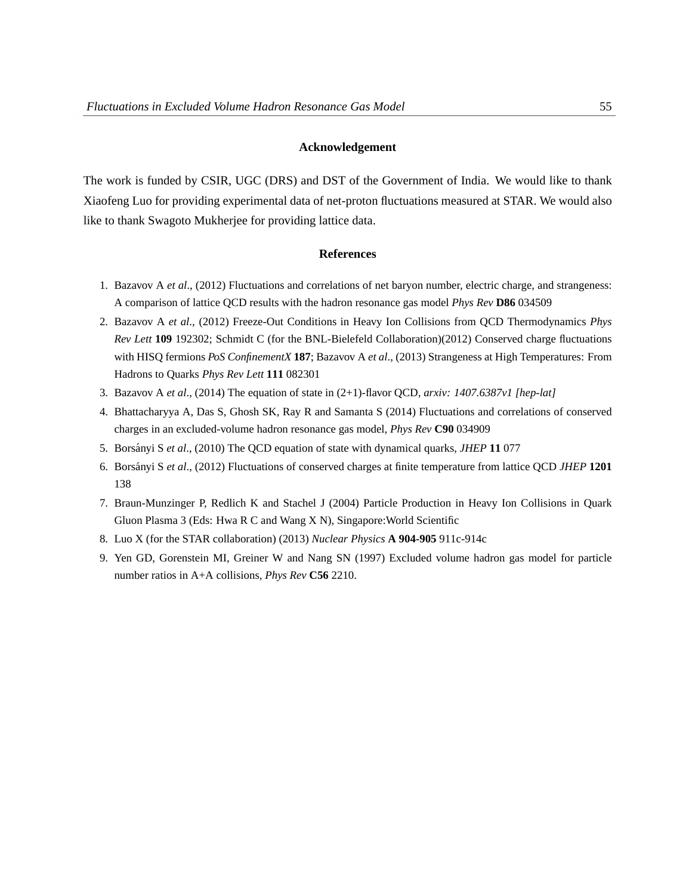## Acknowledgement

The work is funded by CSIR, UGC (DRS) and DST of the Government of India. We would like to thank Xiaofeng Luo for providing experimental data of net-proton fluctuations measured at STAR. We would also like to thank Swagoto Mukherjee for providing lattice data.

## References

1. Bazavov A *et al*., (2012) Fluctuations and correlations of net baryon number, electric charge, and strangeness: A comparison of lattice QCD results with the hadron resonance gas model *Phys Rev* **D86** 034509
2. Bazavov A *et al*., (2012) Freeze-Out Conditions in Heavy Ion Collisions from QCD Thermodynamics *Phys Rev Lett* **109** 192302; Schmidt C (for the BNL-Bielefeld Collaboration)(2012) Conserved charge fluctuations with HISQ fermions *PoS ConfinementX* **187**; Bazavov A *et al*., (2013) Strangeness at High Temperatures: From Hadrons to Quarks *Phys Rev Lett* **111** 082301
3. Bazavov A *et al*., (2014) The equation of state in (2+1)-flavor QCD, *arxiv: 1407.6387v1 [hep-lat]*
4. Bhattacharyya A, Das S, Ghosh SK, Ray R and Samanta S (2014) Fluctuations and correlations of conserved charges in an excluded-volume hadron resonance gas model, *Phys Rev* **C90** 034909
5. Borsányi S *et al*., (2010) The QCD equation of state with dynamical quarks, *JHEP* **11** 077
6. Borsányi S *et al*., (2012) Fluctuations of conserved charges at finite temperature from lattice QCD *JHEP* **1201** 138
7. Braun-Munzinger P, Redlich K and Stachel J (2004) Particle Production in Heavy Ion Collisions in Quark Gluon Plasma 3 (Eds: Hwa R C and Wang X N), Singapore:World Scientific
8. Luo X (for the STAR collaboration) (2013) *Nuclear Physics* **A 904-905** 911c-914c
9. Yen GD, Gorenstein MI, Greiner W and Nang SN (1997) Excluded volume hadron gas model for particle number ratios in A+A collisions, *Phys Rev* **C56** 2210.